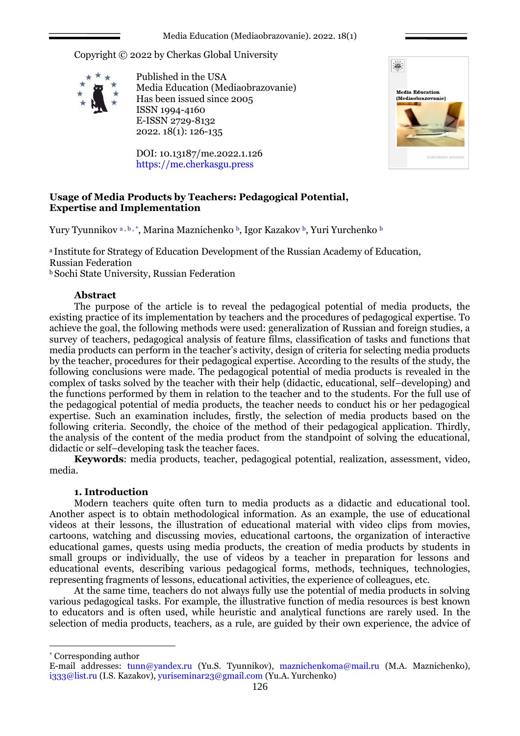Copyright © 2022 by Cherkas Global University

Published in the USA
Media Education (Mediaobrazovanie)
Has been issued since 2005
ISSN 1994-4160
E-ISSN 2729-8132
2022. 18(1): 126-135

DOI: 10.13187/me.2022.1.126
https://me.cherkasgu.press

# Usage of Media Products by Teachers: Pedagogical Potential, Expertise and Implementation

Yury Tyunnikov [a, b, *], Marina Maznichenko [b], Igor Kazakov [b], Yuri Yurchenko [b]

[a] Institute for Strategy of Education Development of the Russian Academy of Education, Russian Federation
[b] Sochi State University, Russian Federation

## Abstract

The purpose of the article is to reveal the pedagogical potential of media products, the existing practice of its implementation by teachers and the procedures of pedagogical expertise. To achieve the goal, the following methods were used: generalization of Russian and foreign studies, a survey of teachers, pedagogical analysis of feature films, classification of tasks and functions that media products can perform in the teacher's activity, design of criteria for selecting media products by the teacher, procedures for their pedagogical expertise. According to the results of the study, the following conclusions were made. The pedagogical potential of media products is revealed in the complex of tasks solved by the teacher with their help (didactic, educational, self–developing) and the functions performed by them in relation to the teacher and to the students. For the full use of the pedagogical potential of media products, the teacher needs to conduct his or her pedagogical expertise. Such an examination includes, firstly, the selection of media products based on the following criteria. Secondly, the choice of the method of their pedagogical application. Thirdly, the analysis of the content of the media product from the standpoint of solving the educational, didactic or self–developing task the teacher faces.

**Keywords**: media products, teacher, pedagogical potential, realization, assessment, video, media.

## 1. Introduction

Modern teachers quite often turn to media products as a didactic and educational tool. Another aspect is to obtain methodological information. As an example, the use of educational videos at their lessons, the illustration of educational material with video clips from movies, cartoons, watching and discussing movies, educational cartoons, the organization of interactive educational games, quests using media products, the creation of media products by students in small groups or individually, the use of videos by a teacher in preparation for lessons and educational events, describing various pedagogical forms, methods, techniques, technologies, representing fragments of lessons, educational activities, the experience of colleagues, etc.

At the same time, teachers do not always fully use the potential of media products in solving various pedagogical tasks. For example, the illustrative function of media resources is best known to educators and is often used, while heuristic and analytical functions are rarely used. In the selection of media products, teachers, as a rule, are guided by their own experience, the advice of

---

[*] Corresponding author
E-mail addresses: tunn@yandex.ru (Yu.S. Tyunnikov), maznichenkoma@mail.ru (M.A. Maznichenko), i333@list.ru (I.S. Kazakov), yuriseminar23@gmail.com (Yu.A. Yurchenko)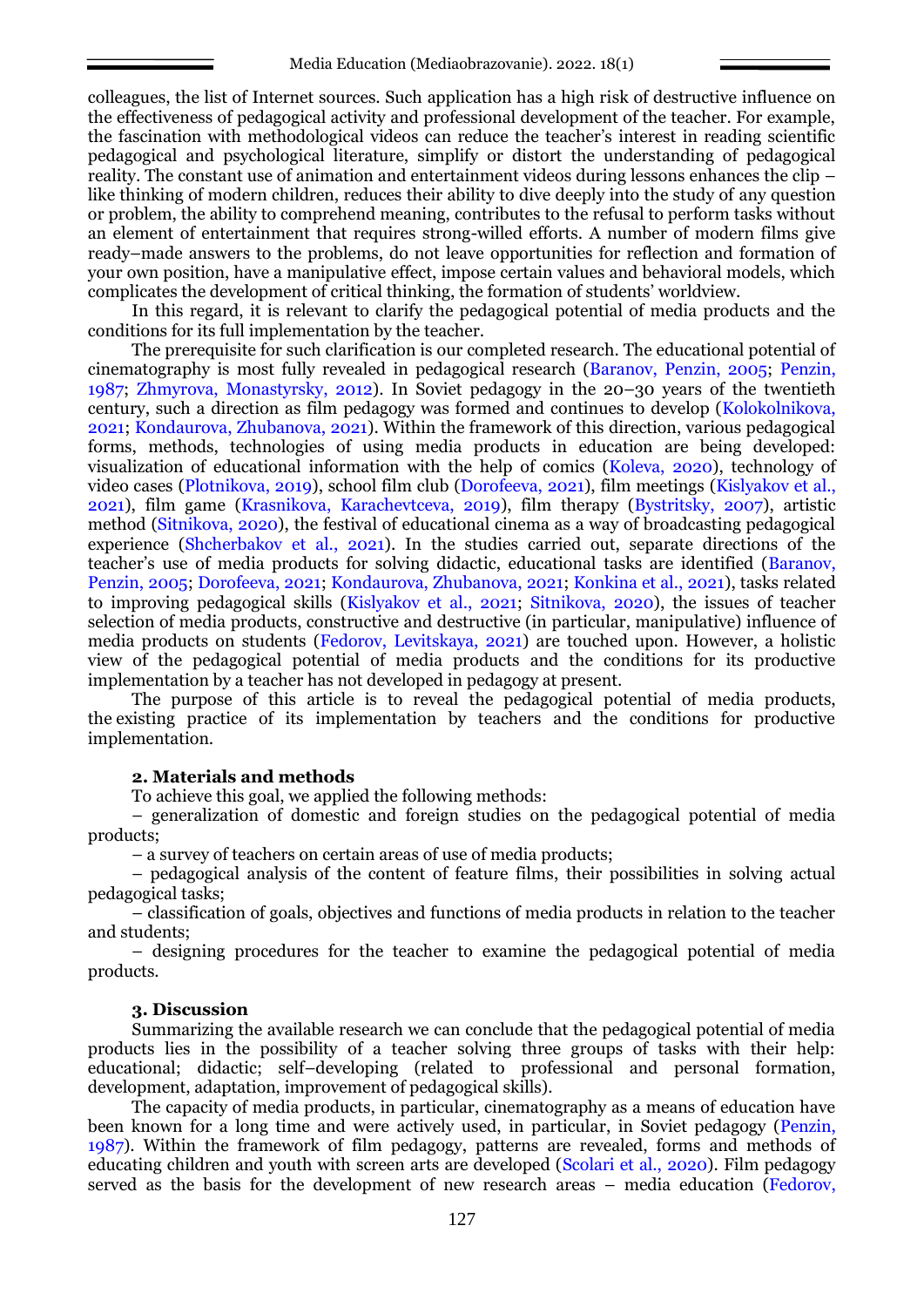colleagues, the list of Internet sources. Such application has a high risk of destructive influence on the effectiveness of pedagogical activity and professional development of the teacher. For example, the fascination with methodological videos can reduce the teacher's interest in reading scientific pedagogical and psychological literature, simplify or distort the understanding of pedagogical reality. The constant use of animation and entertainment videos during lessons enhances the clip – like thinking of modern children, reduces their ability to dive deeply into the study of any question or problem, the ability to comprehend meaning, contributes to the refusal to perform tasks without an element of entertainment that requires strong-willed efforts. A number of modern films give ready–made answers to the problems, do not leave opportunities for reflection and formation of your own position, have a manipulative effect, impose certain values and behavioral models, which complicates the development of critical thinking, the formation of students' worldview.

In this regard, it is relevant to clarify the pedagogical potential of media products and the conditions for its full implementation by the teacher.

The prerequisite for such clarification is our completed research. The educational potential of cinematography is most fully revealed in pedagogical research (Baranov, Penzin, 2005; Penzin, 1987; Zhmyrova, Monastyrsky, 2012). In Soviet pedagogy in the 20–30 years of the twentieth century, such a direction as film pedagogy was formed and continues to develop (Kolokolnikova, 2021; Kondaurova, Zhubanova, 2021). Within the framework of this direction, various pedagogical forms, methods, technologies of using media products in education are being developed: visualization of educational information with the help of comics (Koleva, 2020), technology of video cases (Plotnikova, 2019), school film club (Dorofeeva, 2021), film meetings (Kislyakov et al., 2021), film game (Krasnikova, Karachevtceva, 2019), film therapy (Bystritsky, 2007), artistic method (Sitnikova, 2020), the festival of educational cinema as a way of broadcasting pedagogical experience (Shcherbakov et al., 2021). In the studies carried out, separate directions of the teacher's use of media products for solving didactic, educational tasks are identified (Baranov, Penzin, 2005; Dorofeeva, 2021; Kondaurova, Zhubanova, 2021; Konkina et al., 2021), tasks related to improving pedagogical skills (Kislyakov et al., 2021; Sitnikova, 2020), the issues of teacher selection of media products, constructive and destructive (in particular, manipulative) influence of media products on students (Fedorov, Levitskaya, 2021) are touched upon. However, a holistic view of the pedagogical potential of media products and the conditions for its productive implementation by a teacher has not developed in pedagogy at present.

The purpose of this article is to reveal the pedagogical potential of media products, the existing practice of its implementation by teachers and the conditions for productive implementation.

## 2. Materials and methods

To achieve this goal, we applied the following methods:

– generalization of domestic and foreign studies on the pedagogical potential of media products;

– a survey of teachers on certain areas of use of media products;

– pedagogical analysis of the content of feature films, their possibilities in solving actual pedagogical tasks;

– classification of goals, objectives and functions of media products in relation to the teacher and students;

– designing procedures for the teacher to examine the pedagogical potential of media products.

## 3. Discussion

Summarizing the available research we can conclude that the pedagogical potential of media products lies in the possibility of a teacher solving three groups of tasks with their help: educational; didactic; self–developing (related to professional and personal formation, development, adaptation, improvement of pedagogical skills).

The capacity of media products, in particular, cinematography as a means of education have been known for a long time and were actively used, in particular, in Soviet pedagogy (Penzin, 1987). Within the framework of film pedagogy, patterns are revealed, forms and methods of educating children and youth with screen arts are developed (Scolari et al., 2020). Film pedagogy served as the basis for the development of new research areas – media education (Fedorov,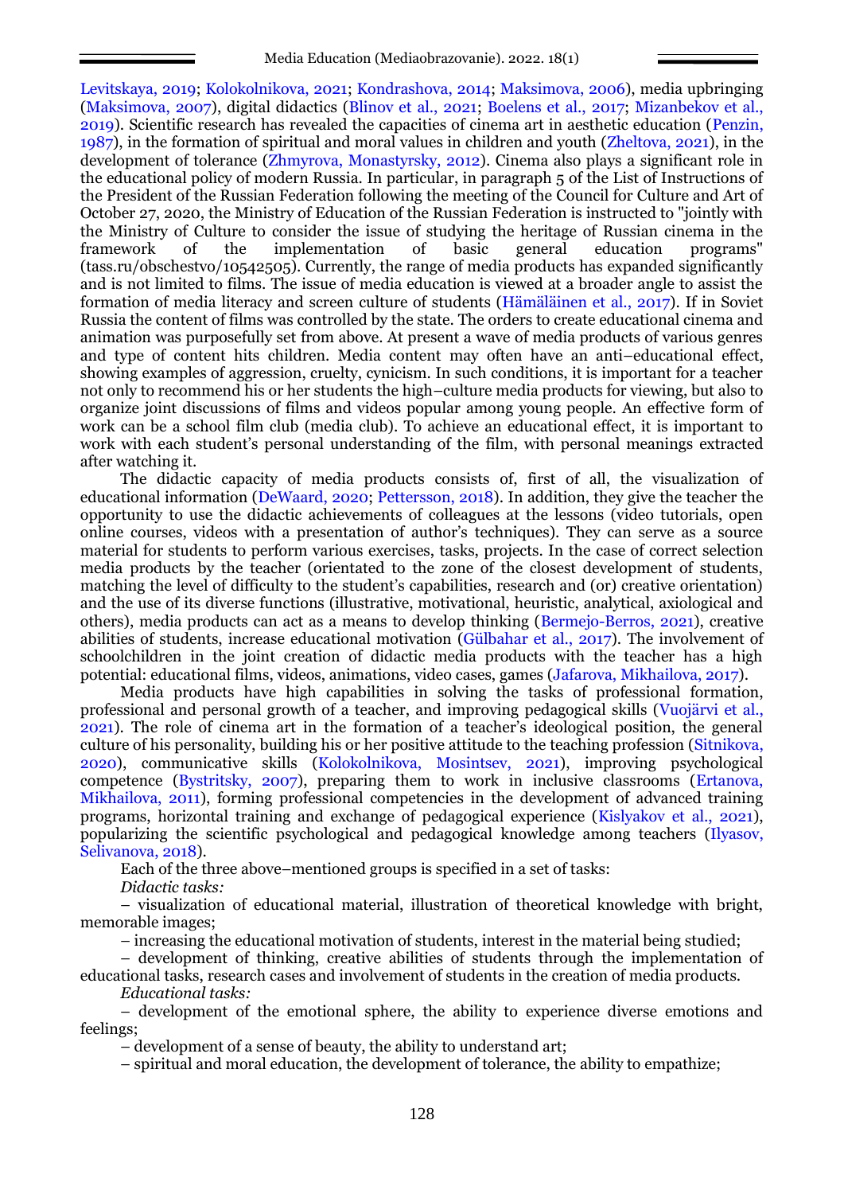Levitskaya, 2019; Kolokolnikova, 2021; Kondrashova, 2014; Maksimova, 2006), media upbringing (Maksimova, 2007), digital didactics (Blinov et al., 2021; Boelens et al., 2017; Mizanbekov et al., 2019). Scientific research has revealed the capacities of cinema art in aesthetic education (Penzin, 1987), in the formation of spiritual and moral values in children and youth (Zheltova, 2021), in the development of tolerance (Zhmyrova, Monastyrsky, 2012). Cinema also plays a significant role in the educational policy of modern Russia. In particular, in paragraph 5 of the List of Instructions of the President of the Russian Federation following the meeting of the Council for Culture and Art of October 27, 2020, the Ministry of Education of the Russian Federation is instructed to "jointly with the Ministry of Culture to consider the issue of studying the heritage of Russian cinema in the framework of the implementation of basic general education programs" (tass.ru/obschestvo/10542505). Currently, the range of media products has expanded significantly and is not limited to films. The issue of media education is viewed at a broader angle to assist the formation of media literacy and screen culture of students (Hämäläinen et al., 2017). If in Soviet Russia the content of films was controlled by the state. The orders to create educational cinema and animation was purposefully set from above. At present a wave of media products of various genres and type of content hits children. Media content may often have an anti–educational effect, showing examples of aggression, cruelty, cynicism. In such conditions, it is important for a teacher not only to recommend his or her students the high–culture media products for viewing, but also to organize joint discussions of films and videos popular among young people. An effective form of work can be a school film club (media club). To achieve an educational effect, it is important to work with each student's personal understanding of the film, with personal meanings extracted after watching it.

The didactic capacity of media products consists of, first of all, the visualization of educational information (DeWaard, 2020; Pettersson, 2018). In addition, they give the teacher the opportunity to use the didactic achievements of colleagues at the lessons (video tutorials, open online courses, videos with a presentation of author's techniques). They can serve as a source material for students to perform various exercises, tasks, projects. In the case of correct selection media products by the teacher (orientated to the zone of the closest development of students, matching the level of difficulty to the student's capabilities, research and (or) creative orientation) and the use of its diverse functions (illustrative, motivational, heuristic, analytical, axiological and others), media products can act as a means to develop thinking (Bermejo-Berros, 2021), creative abilities of students, increase educational motivation (Gülbahar et al., 2017). The involvement of schoolchildren in the joint creation of didactic media products with the teacher has a high potential: educational films, videos, animations, video cases, games (Jafarova, Mikhailova, 2017).

Media products have high capabilities in solving the tasks of professional formation, professional and personal growth of a teacher, and improving pedagogical skills (Vuojärvi et al., 2021). The role of cinema art in the formation of a teacher's ideological position, the general culture of his personality, building his or her positive attitude to the teaching profession (Sitnikova, 2020), communicative skills (Kolokolnikova, Mosintsev, 2021), improving psychological competence (Bystritsky, 2007), preparing them to work in inclusive classrooms (Ertanova, Mikhailova, 2011), forming professional competencies in the development of advanced training programs, horizontal training and exchange of pedagogical experience (Kislyakov et al., 2021), popularizing the scientific psychological and pedagogical knowledge among teachers (Ilyasov, Selivanova, 2018).

Each of the three above–mentioned groups is specified in a set of tasks:

*Didactic tasks:*

– visualization of educational material, illustration of theoretical knowledge with bright, memorable images;

– increasing the educational motivation of students, interest in the material being studied;

– development of thinking, creative abilities of students through the implementation of educational tasks, research cases and involvement of students in the creation of media products.

*Educational tasks:*

– development of the emotional sphere, the ability to experience diverse emotions and feelings;

– development of a sense of beauty, the ability to understand art;

– spiritual and moral education, the development of tolerance, the ability to empathize;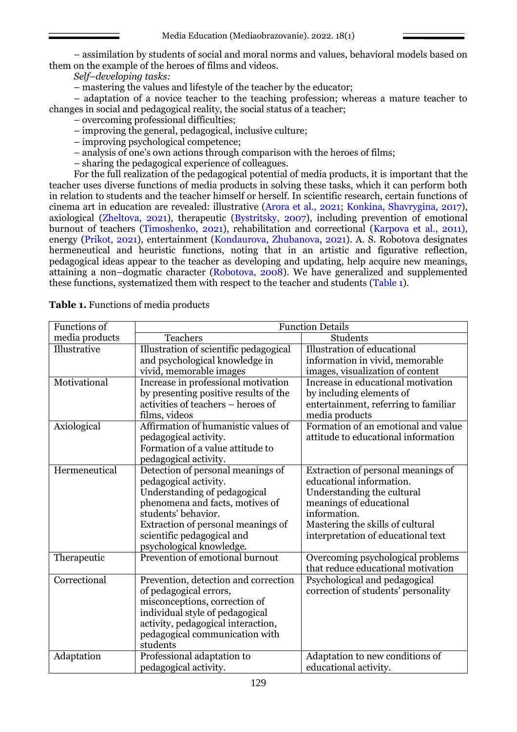– assimilation by students of social and moral norms and values, behavioral models based on them on the example of the heroes of films and videos.

*Self–developing tasks:*

– mastering the values and lifestyle of the teacher by the educator;

– adaptation of a novice teacher to the teaching profession; whereas a mature teacher to changes in social and pedagogical reality, the social status of a teacher;

– overcoming professional difficulties;

– improving the general, pedagogical, inclusive culture;

– improving psychological competence;

– analysis of one's own actions through comparison with the heroes of films;

– sharing the pedagogical experience of colleagues.

For the full realization of the pedagogical potential of media products, it is important that the teacher uses diverse functions of media products in solving these tasks, which it can perform both in relation to students and the teacher himself or herself. In scientific research, certain functions of cinema art in education are revealed: illustrative (Arora et al., 2021; Konkina, Shavrygina, 2017), axiological (Zheltova, 2021), therapeutic (Bystritsky, 2007), including prevention of emotional burnout of teachers (Timoshenko, 2021), rehabilitation and correctional (Karpova et al., 2011), energy (Prikot, 2021), entertainment (Kondaurova, Zhubanova, 2021). A. S. Robotova designates hermeneutical and heuristic functions, noting that in an artistic and figurative reflection, pedagogical ideas appear to the teacher as developing and updating, help acquire new meanings, attaining a non–dogmatic character (Robotova, 2008). We have generalized and supplemented these functions, systematized them with respect to the teacher and students (Table 1).

**Table 1.** Functions of media products

| Functions of media products | Function Details | |
|---|---|---|
| | Teachers | Students |
| Illustrative | Illustration of scientific pedagogical and psychological knowledge in vivid, memorable images | Illustration of educational information in vivid, memorable images, visualization of content |
| Motivational | Increase in professional motivation by presenting positive results of the activities of teachers – heroes of films, videos | Increase in educational motivation by including elements of entertainment, referring to familiar media products |
| Axiological | Affirmation of humanistic values of pedagogical activity. Formation of a value attitude to pedagogical activity. | Formation of an emotional and value attitude to educational information |
| Hermeneutical | Detection of personal meanings of pedagogical activity. Understanding of pedagogical phenomena and facts, motives of students' behavior. Extraction of personal meanings of scientific pedagogical and psychological knowledge. | Extraction of personal meanings of educational information. Understanding the cultural meanings of educational information. Mastering the skills of cultural interpretation of educational text |
| Therapeutic | Prevention of emotional burnout | Overcoming psychological problems that reduce educational motivation |
| Correctional | Prevention, detection and correction of pedagogical errors, misconceptions, correction of individual style of pedagogical activity, pedagogical interaction, pedagogical communication with students | Psychological and pedagogical correction of students' personality |
| Adaptation | Professional adaptation to pedagogical activity. | Adaptation to new conditions of educational activity. |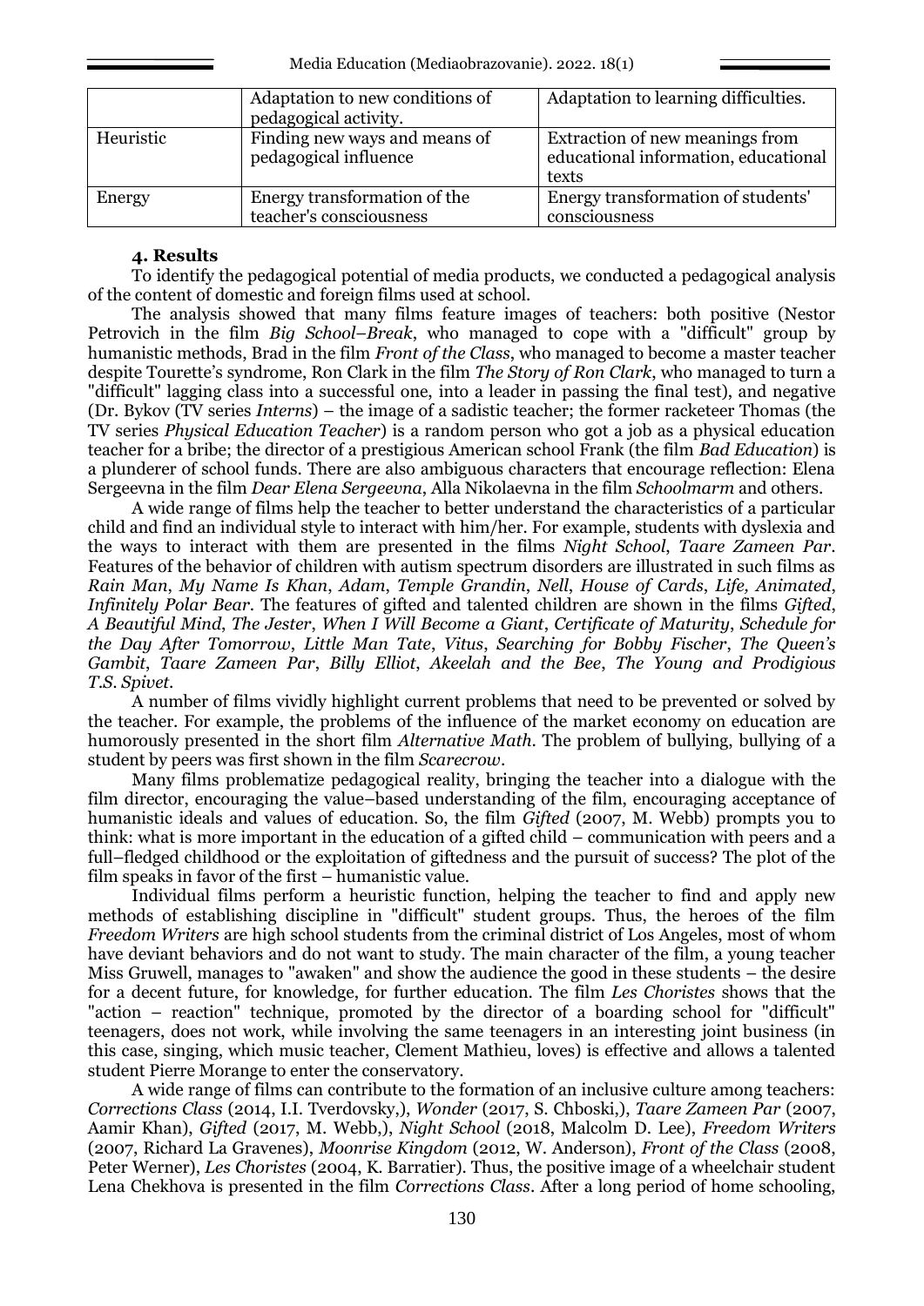|  | Adaptation to new conditions of pedagogical activity. | Adaptation to learning difficulties. |
|---|---|---|
| Heuristic | Finding new ways and means of pedagogical influence | Extraction of new meanings from educational information, educational texts |
| Energy | Energy transformation of the teacher's consciousness | Energy transformation of students' consciousness |

## 4. Results

To identify the pedagogical potential of media products, we conducted a pedagogical analysis of the content of domestic and foreign films used at school.

The analysis showed that many films feature images of teachers: both positive (Nestor Petrovich in the film *Big School–Break*, who managed to cope with a "difficult" group by humanistic methods, Brad in the film *Front of the Class*, who managed to become a master teacher despite Tourette's syndrome, Ron Clark in the film *The Story of Ron Clark*, who managed to turn a "difficult" lagging class into a successful one, into a leader in passing the final test), and negative (Dr. Bykov (TV series *Interns*) – the image of a sadistic teacher; the former racketeer Thomas (the TV series *Physical Education Teacher*) is a random person who got a job as a physical education teacher for a bribe; the director of a prestigious American school Frank (the film *Bad Education*) is a plunderer of school funds. There are also ambiguous characters that encourage reflection: Elena Sergeevna in the film *Dear Elena Sergeevna*, Alla Nikolaevna in the film *Schoolmarm* and others.

A wide range of films help the teacher to better understand the characteristics of a particular child and find an individual style to interact with him/her. For example, students with dyslexia and the ways to interact with them are presented in the films *Night School*, *Taare Zameen Par*. Features of the behavior of children with autism spectrum disorders are illustrated in such films as *Rain Man*, *My Name Is Khan*, *Adam*, *Temple Grandin*, *Nell*, *House of Cards*, *Life, Animated*, *Infinitely Polar Bear*. The features of gifted and talented children are shown in the films *Gifted*, *A Beautiful Mind*, *The Jester*, *When I Will Become a Giant*, *Certificate of Maturity*, *Schedule for the Day After Tomorrow*, *Little Man Tate*, *Vitus*, *Searching for Bobby Fischer*, *The Queen's Gambit*, *Taare Zameen Par*, *Billy Elliot*, *Akeelah and the Bee*, *The Young and Prodigious T.S. Spivet*.

A number of films vividly highlight current problems that need to be prevented or solved by the teacher. For example, the problems of the influence of the market economy on education are humorously presented in the short film *Alternative Math*. The problem of bullying, bullying of a student by peers was first shown in the film *Scarecrow*.

Many films problematize pedagogical reality, bringing the teacher into a dialogue with the film director, encouraging the value–based understanding of the film, encouraging acceptance of humanistic ideals and values of education. So, the film *Gifted* (2007, M. Webb) prompts you to think: what is more important in the education of a gifted child – communication with peers and a full–fledged childhood or the exploitation of giftedness and the pursuit of success? The plot of the film speaks in favor of the first – humanistic value.

Individual films perform a heuristic function, helping the teacher to find and apply new methods of establishing discipline in "difficult" student groups. Thus, the heroes of the film *Freedom Writers* are high school students from the criminal district of Los Angeles, most of whom have deviant behaviors and do not want to study. The main character of the film, a young teacher Miss Gruwell, manages to "awaken" and show the audience the good in these students – the desire for a decent future, for knowledge, for further education. The film *Les Choristes* shows that the "action – reaction" technique, promoted by the director of a boarding school for "difficult" teenagers, does not work, while involving the same teenagers in an interesting joint business (in this case, singing, which music teacher, Clement Mathieu, loves) is effective and allows a talented student Pierre Morange to enter the conservatory.

A wide range of films can contribute to the formation of an inclusive culture among teachers: *Corrections Class* (2014, I.I. Tverdovsky,), *Wonder* (2017, S. Chboski,), *Taare Zameen Par* (2007, Aamir Khan), *Gifted* (2017, M. Webb,), *Night School* (2018, Malcolm D. Lee), *Freedom Writers* (2007, Richard La Gravenes), *Moonrise Kingdom* (2012, W. Anderson), *Front of the Class* (2008, Peter Werner), *Les Choristes* (2004, K. Barratier). Thus, the positive image of a wheelchair student Lena Chekhova is presented in the film *Corrections Class*. After a long period of home schooling,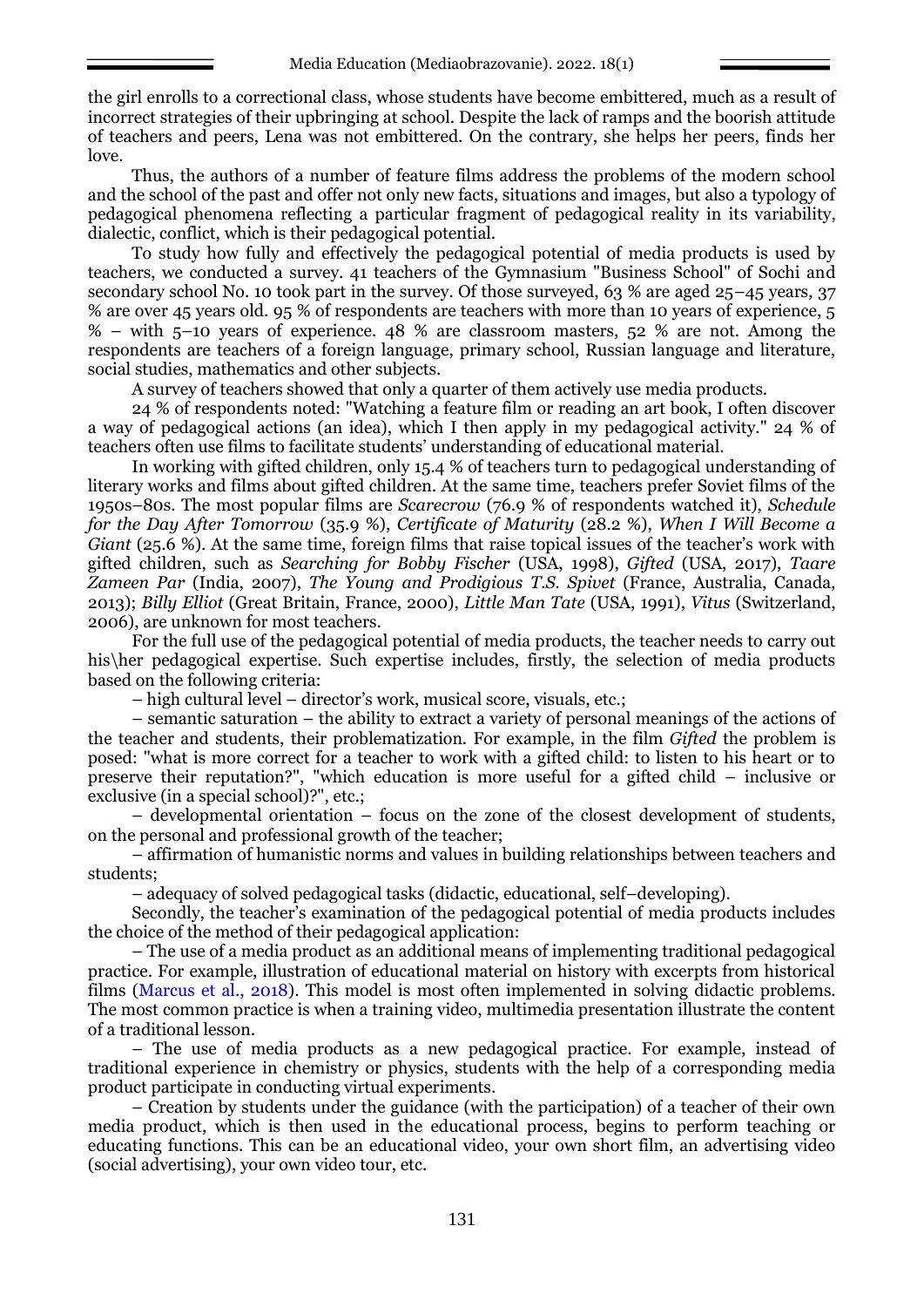the girl enrolls to a correctional class, whose students have become embittered, much as a result of incorrect strategies of their upbringing at school. Despite the lack of ramps and the boorish attitude of teachers and peers, Lena was not embittered. On the contrary, she helps her peers, finds her love.

Thus, the authors of a number of feature films address the problems of the modern school and the school of the past and offer not only new facts, situations and images, but also a typology of pedagogical phenomena reflecting a particular fragment of pedagogical reality in its variability, dialectic, conflict, which is their pedagogical potential.

To study how fully and effectively the pedagogical potential of media products is used by teachers, we conducted a survey. 41 teachers of the Gymnasium "Business School" of Sochi and secondary school No. 10 took part in the survey. Of those surveyed, 63 % are aged 25–45 years, 37 % are over 45 years old. 95 % of respondents are teachers with more than 10 years of experience, 5 % – with 5–10 years of experience. 48 % are classroom masters, 52 % are not. Among the respondents are teachers of a foreign language, primary school, Russian language and literature, social studies, mathematics and other subjects.

A survey of teachers showed that only a quarter of them actively use media products.

24 % of respondents noted: "Watching a feature film or reading an art book, I often discover a way of pedagogical actions (an idea), which I then apply in my pedagogical activity." 24 % of teachers often use films to facilitate students' understanding of educational material.

In working with gifted children, only 15.4 % of teachers turn to pedagogical understanding of literary works and films about gifted children. At the same time, teachers prefer Soviet films of the 1950s–80s. The most popular films are *Scarecrow* (76.9 % of respondents watched it), *Schedule for the Day After Tomorrow* (35.9 %), *Certificate of Maturity* (28.2 %), *When I Will Become a Giant* (25.6 %). At the same time, foreign films that raise topical issues of the teacher's work with gifted children, such as *Searching for Bobby Fischer* (USA, 1998), *Gifted* (USA, 2017), *Taare Zameen Par* (India, 2007), *The Young and Prodigious T.S. Spivet* (France, Australia, Canada, 2013); *Billy Elliot* (Great Britain, France, 2000), *Little Man Tate* (USA, 1991), *Vitus* (Switzerland, 2006), are unknown for most teachers.

For the full use of the pedagogical potential of media products, the teacher needs to carry out his\her pedagogical expertise. Such expertise includes, firstly, the selection of media products based on the following criteria:

– high cultural level – director's work, musical score, visuals, etc.;

– semantic saturation – the ability to extract a variety of personal meanings of the actions of the teacher and students, their problematization. For example, in the film *Gifted* the problem is posed: "what is more correct for a teacher to work with a gifted child: to listen to his heart or to preserve their reputation?", "which education is more useful for a gifted child – inclusive or exclusive (in a special school)?", etc.;

– developmental orientation – focus on the zone of the closest development of students, on the personal and professional growth of the teacher;

– affirmation of humanistic norms and values in building relationships between teachers and students;

– adequacy of solved pedagogical tasks (didactic, educational, self–developing).

Secondly, the teacher's examination of the pedagogical potential of media products includes the choice of the method of their pedagogical application:

– The use of a media product as an additional means of implementing traditional pedagogical practice. For example, illustration of educational material on history with excerpts from historical films (Marcus et al., 2018). This model is most often implemented in solving didactic problems. The most common practice is when a training video, multimedia presentation illustrate the content of a traditional lesson.

– The use of media products as a new pedagogical practice. For example, instead of traditional experience in chemistry or physics, students with the help of a corresponding media product participate in conducting virtual experiments.

– Creation by students under the guidance (with the participation) of a teacher of their own media product, which is then used in the educational process, begins to perform teaching or educating functions. This can be an educational video, your own short film, an advertising video (social advertising), your own video tour, etc.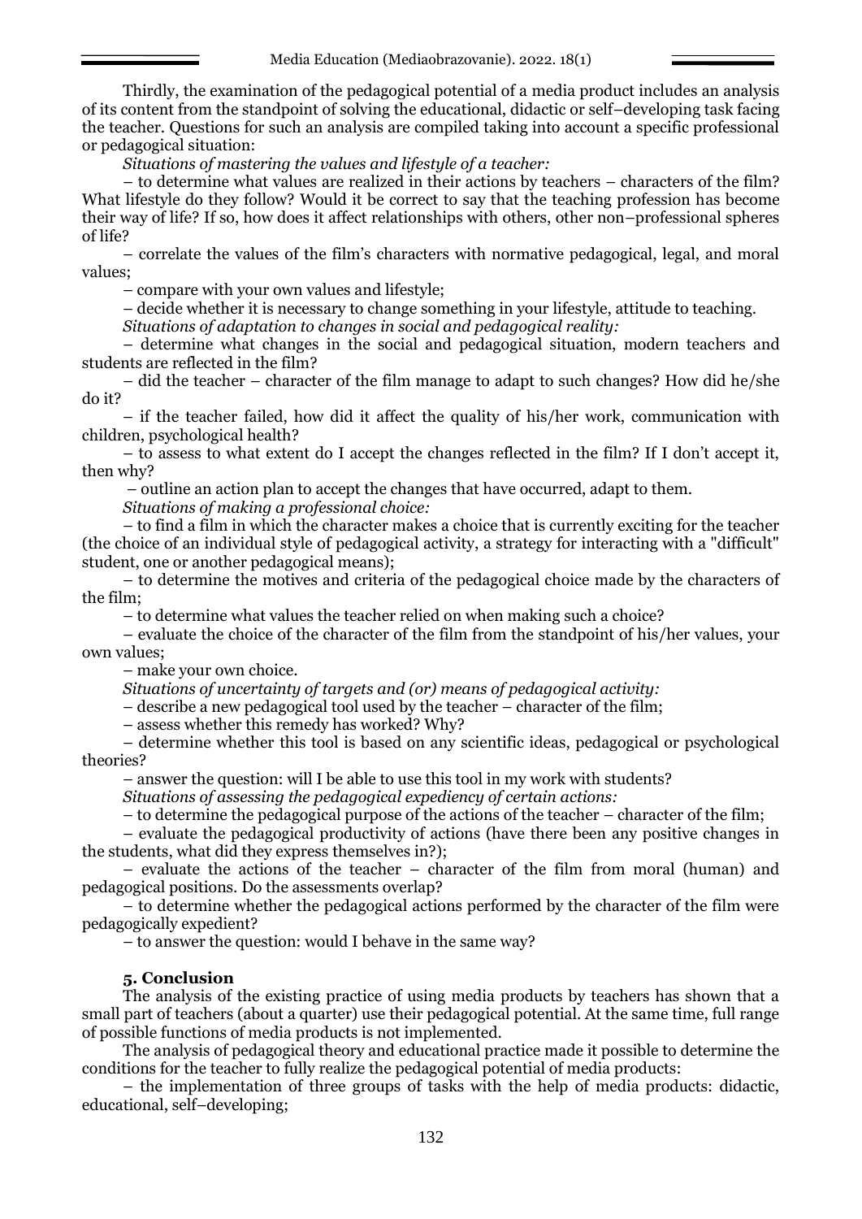Thirdly, the examination of the pedagogical potential of a media product includes an analysis of its content from the standpoint of solving the educational, didactic or self–developing task facing the teacher. Questions for such an analysis are compiled taking into account a specific professional or pedagogical situation:

*Situations of mastering the values and lifestyle of a teacher:*

– to determine what values are realized in their actions by teachers – characters of the film? What lifestyle do they follow? Would it be correct to say that the teaching profession has become their way of life? If so, how does it affect relationships with others, other non–professional spheres of life?

– correlate the values of the film's characters with normative pedagogical, legal, and moral values;

– compare with your own values and lifestyle;

– decide whether it is necessary to change something in your lifestyle, attitude to teaching.

*Situations of adaptation to changes in social and pedagogical reality:*

– determine what changes in the social and pedagogical situation, modern teachers and students are reflected in the film?

– did the teacher – character of the film manage to adapt to such changes? How did he/she do it?

– if the teacher failed, how did it affect the quality of his/her work, communication with children, psychological health?

– to assess to what extent do I accept the changes reflected in the film? If I don't accept it, then why?

– outline an action plan to accept the changes that have occurred, adapt to them.

*Situations of making a professional choice:*

– to find a film in which the character makes a choice that is currently exciting for the teacher (the choice of an individual style of pedagogical activity, a strategy for interacting with a "difficult" student, one or another pedagogical means);

– to determine the motives and criteria of the pedagogical choice made by the characters of the film;

– to determine what values the teacher relied on when making such a choice?

– evaluate the choice of the character of the film from the standpoint of his/her values, your own values;

– make your own choice.

*Situations of uncertainty of targets and (or) means of pedagogical activity:*

– describe a new pedagogical tool used by the teacher – character of the film;

– assess whether this remedy has worked? Why?

– determine whether this tool is based on any scientific ideas, pedagogical or psychological theories?

– answer the question: will I be able to use this tool in my work with students?

*Situations of assessing the pedagogical expediency of certain actions:*

– to determine the pedagogical purpose of the actions of the teacher – character of the film;

– evaluate the pedagogical productivity of actions (have there been any positive changes in the students, what did they express themselves in?);

– evaluate the actions of the teacher – character of the film from moral (human) and pedagogical positions. Do the assessments overlap?

– to determine whether the pedagogical actions performed by the character of the film were pedagogically expedient?

– to answer the question: would I behave in the same way?

## 5. Conclusion

The analysis of the existing practice of using media products by teachers has shown that a small part of teachers (about a quarter) use their pedagogical potential. At the same time, full range of possible functions of media products is not implemented.

The analysis of pedagogical theory and educational practice made it possible to determine the conditions for the teacher to fully realize the pedagogical potential of media products:

– the implementation of three groups of tasks with the help of media products: didactic, educational, self–developing;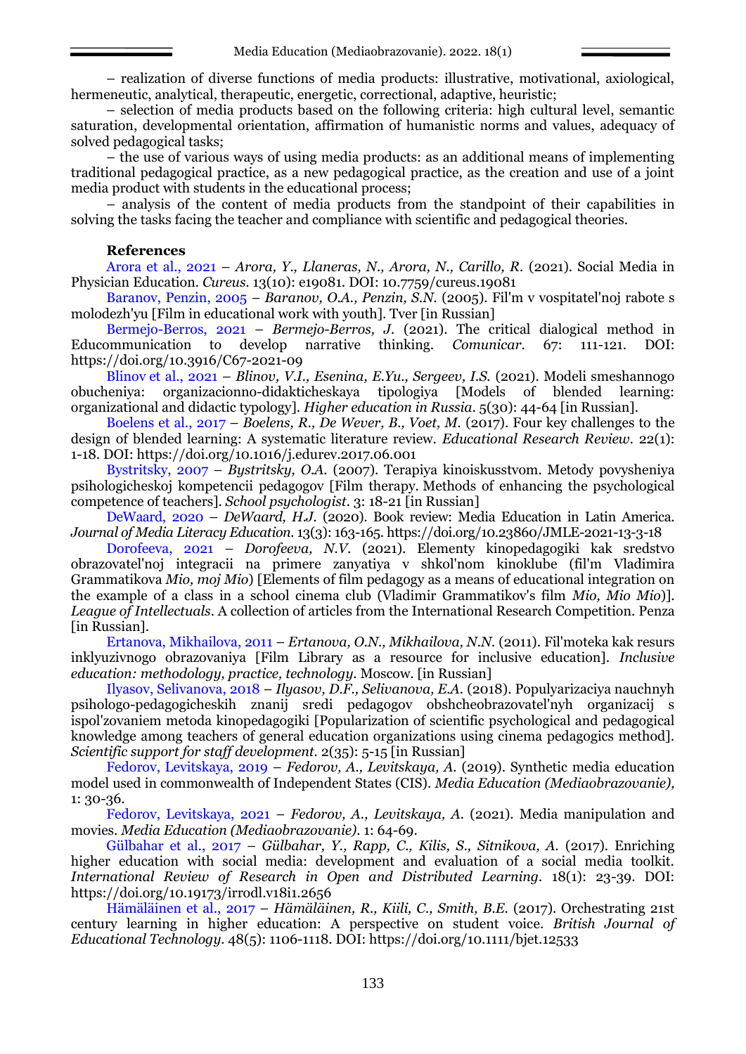– realization of diverse functions of media products: illustrative, motivational, axiological, hermeneutic, analytical, therapeutic, energetic, correctional, adaptive, heuristic;

– selection of media products based on the following criteria: high cultural level, semantic saturation, developmental orientation, affirmation of humanistic norms and values, adequacy of solved pedagogical tasks;

– the use of various ways of using media products: as an additional means of implementing traditional pedagogical practice, as a new pedagogical practice, as the creation and use of a joint media product with students in the educational process;

– analysis of the content of media products from the standpoint of their capabilities in solving the tasks facing the teacher and compliance with scientific and pedagogical theories.

**References**

Arora et al., 2021 – *Arora, Y., Llaneras, N., Arora, N., Carillo, R.* (2021). Social Media in Physician Education. *Cureus*. 13(10): e19081. DOI: 10.7759/cureus.19081

Baranov, Penzin, 2005 – *Baranov, O.A., Penzin, S.N.* (2005). Fil'm v vospitatel'noj rabote s molodezh'yu [Film in educational work with youth]. Tver [in Russian]

Bermejo-Berros, 2021 – *Bermejo-Berros, J.* (2021). The critical dialogical method in Educommunication to develop narrative thinking. *Comunicar*. 67: 111-121. DOI: https://doi.org/10.3916/C67-2021-09

Blinov et al., 2021 – *Blinov, V.I., Esenina, E.Yu., Sergeev, I.S.* (2021). Modeli smeshannogo obucheniya: organizacionno-didakticheskaya tipologiya [Models of blended learning: organizational and didactic typology]. *Higher education in Russia*. 5(30): 44-64 [in Russian].

Boelens et al., 2017 – *Boelens, R., De Wever, B., Voet, M.* (2017). Four key challenges to the design of blended learning: A systematic literature review. *Educational Research Review*. 22(1): 1-18. DOI: https://doi.org/10.1016/j.edurev.2017.06.001

Bystritsky, 2007 – *Bystritsky, O.A.* (2007). Terapiya kinoiskusstvom. Metody povysheniya psihologicheskoj kompetencii pedagogov [Film therapy. Methods of enhancing the psychological competence of teachers]. *School psychologist*. 3: 18-21 [in Russian]

DeWaard, 2020 – *DeWaard, H.J.* (2020). Book review: Media Education in Latin America. *Journal of Media Literacy Education*. 13(3): 163-165. https://doi.org/10.23860/JMLE-2021-13-3-18

Dorofeeva, 2021 – *Dorofeeva, N.V.* (2021). Elementy kinopedagogiki kak sredstvo obrazovatel'noj integracii na primere zanyatiya v shkol'nom kinoklube (fil'm Vladimira Grammatikova *Mio, moj Mio*) [Elements of film pedagogy as a means of educational integration on the example of a class in a school cinema club (Vladimir Grammatikov's film *Mio, Mio Mio*)]. *League of Intellectuals*. A collection of articles from the International Research Competition. Penza [in Russian].

Ertanova, Mikhailova, 2011 – *Ertanova, O.N., Mikhailova, N.N.* (2011). Fil'moteka kak resurs inklyuzivnogo obrazovaniya [Film Library as a resource for inclusive education]. *Inclusive education: methodology, practice, technology*. Moscow. [in Russian]

Ilyasov, Selivanova, 2018 – *Ilyasov, D.F., Selivanova, E.A.* (2018). Populyarizaciya nauchnyh psihologo-pedagogicheskih znanij sredi pedagogov obshcheobrazovatel'nyh organizacij s ispol'zovaniem metoda kinopedagogiki [Popularization of scientific psychological and pedagogical knowledge among teachers of general education organizations using cinema pedagogics method]. *Scientific support for staff development*. 2(35): 5-15 [in Russian]

Fedorov, Levitskaya, 2019 – *Fedorov, A., Levitskaya, A.* (2019). Synthetic media education model used in commonwealth of Independent States (CIS). *Media Education (Mediaobrazovanie)*, 1: 30-36.

Fedorov, Levitskaya, 2021 – *Fedorov, A., Levitskaya, A.* (2021). Media manipulation and movies. *Media Education (Mediaobrazovanie)*. 1: 64-69.

Gülbahar et al., 2017 – *Gülbahar, Y., Rapp, C., Kilis, S., Sitnikova, A.* (2017). Enriching higher education with social media: development and evaluation of a social media toolkit. *International Review of Research in Open and Distributed Learning*. 18(1): 23-39. DOI: https://doi.org/10.19173/irrodl.v18i1.2656

Hämäläinen et al., 2017 – *Hämäläinen, R., Kiili, C., Smith, B.E.* (2017). Orchestrating 21st century learning in higher education: A perspective on student voice. *British Journal of Educational Technology*. 48(5): 1106-1118. DOI: https://doi.org/10.1111/bjet.12533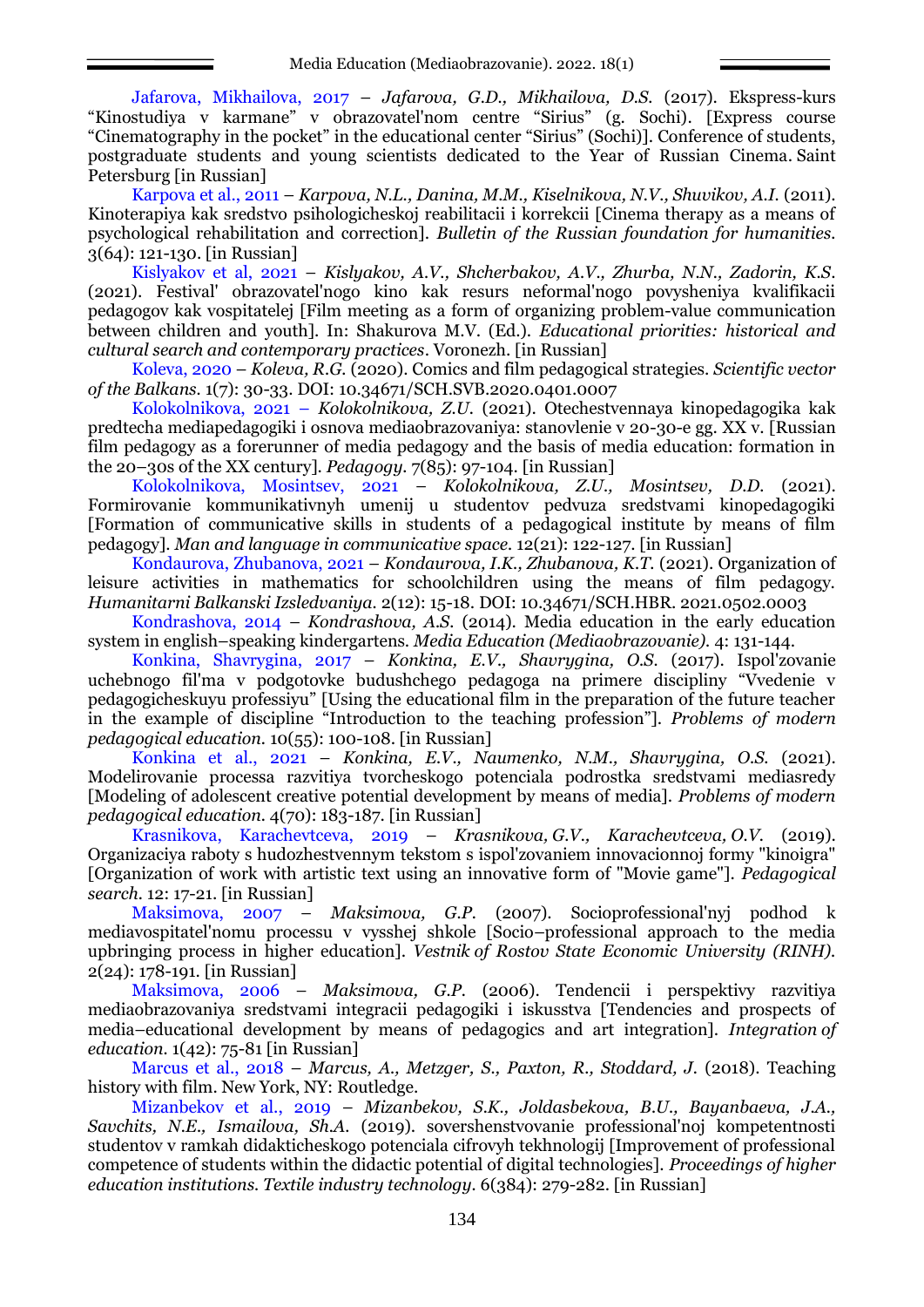Jafarova, Mikhailova, 2017 – *Jafarova, G.D., Mikhailova, D.S.* (2017). Ekspress-kurs "Kinostudiya v karmane" v obrazovatel'nom centre "Sirius" (g. Sochi). [Express course "Cinematography in the pocket" in the educational center "Sirius" (Sochi)]. Conference of students, postgraduate students and young scientists dedicated to the Year of Russian Cinema. Saint Petersburg [in Russian]

Karpova et al., 2011 – *Karpova, N.L., Danina, M.M., Kiselnikova, N.V., Shuvikov, A.I.* (2011). Kinoterapiya kak sredstvo psihologicheskoj reabilitacii i korrekcii [Cinema therapy as a means of psychological rehabilitation and correction]. *Bulletin of the Russian foundation for humanities*. 3(64): 121-130. [in Russian]

Kislyakov et al, 2021 – *Kislyakov, A.V., Shcherbakov, A.V., Zhurba, N.N., Zadorin, K.S.* (2021). Festival' obrazovatel'nogo kino kak resurs neformal'nogo povysheniya kvalifikacii pedagogov kak vospitatelej [Film meeting as a form of organizing problem-value communication between children and youth]. In: Shakurova M.V. (Ed.). *Educational priorities: historical and cultural search and contemporary practices*. Voronezh. [in Russian]

Koleva, 2020 – *Koleva, R.G.* (2020). Comics and film pedagogical strategies. *Scientific vector of the Balkans*. 1(7): 30-33. DOI: 10.34671/SCH.SVB.2020.0401.0007

Kolokolnikova, 2021 – *Kolokolnikova, Z.U.* (2021). Otechestvennaya kinopedagogika kak predtecha mediapedagogiki i osnova mediaobrazovaniya: stanovlenie v 20-30-e gg. XX v. [Russian film pedagogy as a forerunner of media pedagogy and the basis of media education: formation in the 20–30s of the XX century]. *Pedagogy*. 7(85): 97-104. [in Russian]

Kolokolnikova, Mosintsev, 2021 – *Kolokolnikova, Z.U., Mosintsev, D.D.* (2021). Formirovanie kommunikativnyh umenij u studentov pedvuza sredstvami kinopedagogiki [Formation of communicative skills in students of a pedagogical institute by means of film pedagogy]. *Man and language in communicative space*. 12(21): 122-127. [in Russian]

Kondaurova, Zhubanova, 2021 – *Kondaurova, I.K., Zhubanova, K.T.* (2021). Organization of leisure activities in mathematics for schoolchildren using the means of film pedagogy. *Humanitarni Balkanski Izsledvaniya*. 2(12): 15-18. DOI: 10.34671/SCH.HBR. 2021.0502.0003

Kondrashova, 2014 – *Kondrashova, A.S.* (2014). Media education in the early education system in english–speaking kindergartens. *Media Education (Mediaobrazovanie)*. 4: 131-144.

Konkina, Shavrygina, 2017 – *Konkina, E.V., Shavrygina, O.S.* (2017). Ispol'zovanie uchebnogo fil'ma v podgotovke budushchego pedagoga na primere discipliny "Vvedenie v pedagogicheskuyu professiyu" [Using the educational film in the preparation of the future teacher in the example of discipline "Introduction to the teaching profession"]. *Problems of modern pedagogical education*. 10(55): 100-108. [in Russian]

Konkina et al., 2021 – *Konkina, E.V., Naumenko, N.M., Shavrygina, O.S.* (2021). Modelirovanie processa razvitiya tvorcheskogo potenciala podrostka sredstvami mediasredy [Modeling of adolescent creative potential development by means of media]. *Problems of modern pedagogical education*. 4(70): 183-187. [in Russian]

Krasnikova, Karachevtceva, 2019 – *Krasnikova, G.V., Karachevtceva, O.V.* (2019). Organizaciya raboty s hudozhestvennym tekstom s ispol'zovaniem innovacionnoj formy "kinoigra" [Organization of work with artistic text using an innovative form of "Movie game"]. *Pedagogical search*. 12: 17-21. [in Russian]

Maksimova, 2007 – *Maksimova, G.P.* (2007). Socioprofessional'nyj podhod k mediavospitatel'nomu processu v vysshej shkole [Socio–professional approach to the media upbringing process in higher education]. *Vestnik of Rostov State Economic University (RINH)*. 2(24): 178-191. [in Russian]

Maksimova, 2006 – *Maksimova, G.P.* (2006). Tendencii i perspektivy razvitiya mediaobrazovaniya sredstvami integracii pedagogiki i iskusstva [Tendencies and prospects of media–educational development by means of pedagogics and art integration]. *Integration of education*. 1(42): 75-81 [in Russian]

Marcus et al., 2018 – *Marcus, A., Metzger, S., Paxton, R., Stoddard, J.* (2018). Teaching history with film. New York, NY: Routledge.

Mizanbekov et al., 2019 – *Mizanbekov, S.K., Joldasbekova, B.U., Bayanbaeva, J.A., Savchits, N.E., Ismailova, Sh.A.* (2019). sovershenstvovanie professional'noj kompetentnosti studentov v ramkah didakticheskogo potenciala cifrovyh tekhnologij [Improvement of professional competence of students within the didactic potential of digital technologies]. *Proceedings of higher education institutions. Textile industry technology*. 6(384): 279-282. [in Russian]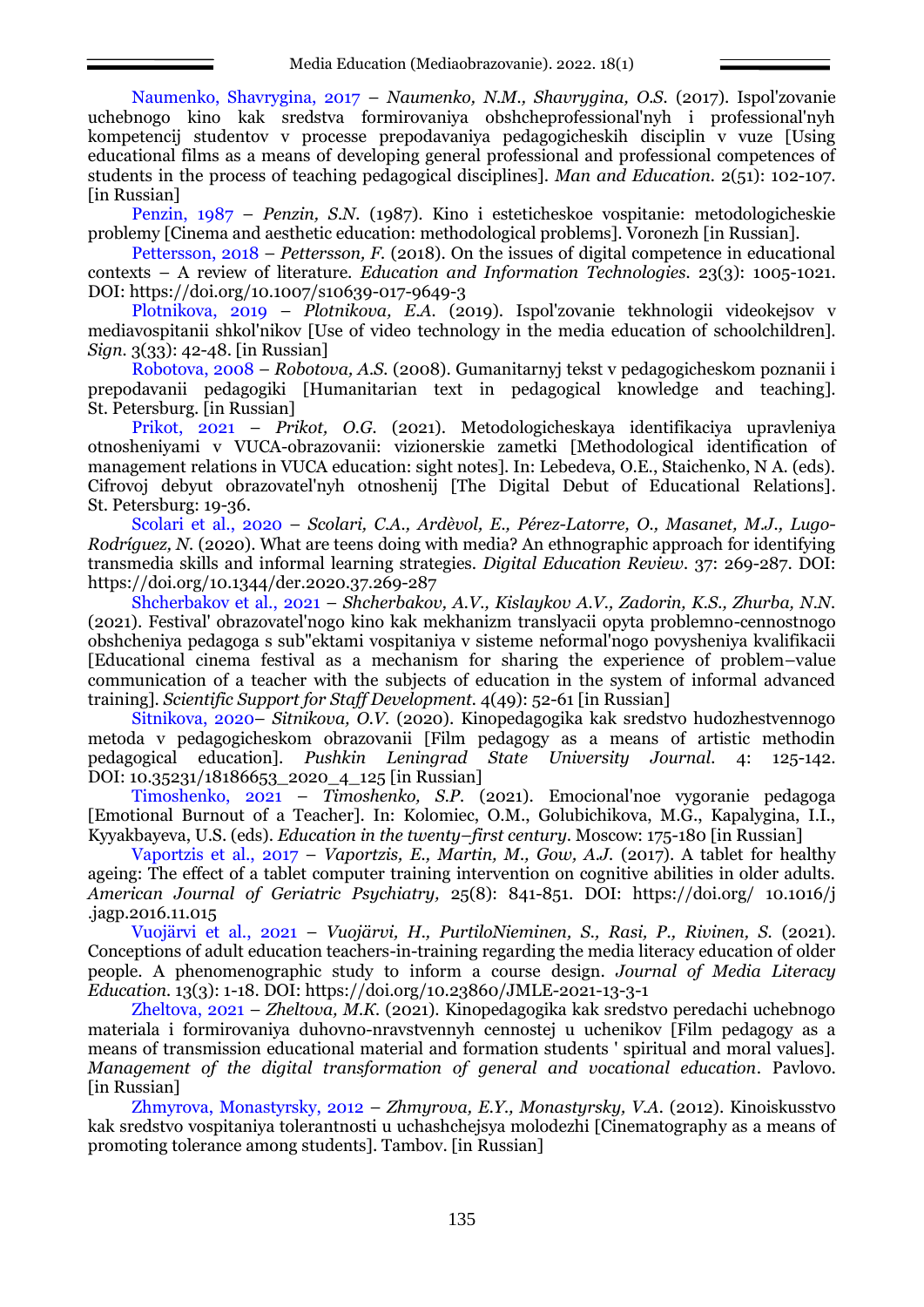Naumenko, Shavrygina, 2017 – *Naumenko, N.M., Shavrygina, O.S.* (2017). Ispol'zovanie uchebnogo kino kak sredstva formirovaniya obshcheprofessional'nyh i professional'nyh kompetencij studentov v processe prepodavaniya pedagogicheskih disciplin v vuze [Using educational films as a means of developing general professional and professional competences of students in the process of teaching pedagogical disciplines]. *Man and Education*. 2(51): 102-107. [in Russian]

Penzin, 1987 – *Penzin, S.N.* (1987). Kino i esteticheskoe vospitanie: metodologicheskie problemy [Cinema and aesthetic education: methodological problems]. Voronezh [in Russian].

Pettersson, 2018 – *Pettersson, F.* (2018). On the issues of digital competence in educational contexts – A review of literature. *Education and Information Technologies*. 23(3): 1005-1021. DOI: https://doi.org/10.1007/s10639-017-9649-3

Plotnikova, 2019 – *Plotnikova, E.A.* (2019). Ispol'zovanie tekhnologii videokejsov v mediavospitanii shkol'nikov [Use of video technology in the media education of schoolchildren]. *Sign*. 3(33): 42-48. [in Russian]

Robotova, 2008 – *Robotova, A.S.* (2008). Gumanitarnyj tekst v pedagogicheskom poznanii i prepodavanii pedagogiki [Humanitarian text in pedagogical knowledge and teaching]. St. Petersburg. [in Russian]

Prikot, 2021 – *Prikot, O.G.* (2021). Metodologicheskaya identifikaciya upravleniya otnosheniyami v VUCA-obrazovanii: vizionerskie zametki [Methodological identification of management relations in VUCA education: sight notes]. In: Lebedeva, O.E., Staichenko, N A. (eds). Cifrovoj debyut obrazovatel'nyh otnoshenij [The Digital Debut of Educational Relations]. St. Petersburg: 19-36.

Scolari et al., 2020 – *Scolari, C.A., Ardèvol, E., Pérez-Latorre, O., Masanet, M.J., Lugo-Rodríguez, N.* (2020). What are teens doing with media? An ethnographic approach for identifying transmedia skills and informal learning strategies. *Digital Education Review*. 37: 269-287. DOI: https://doi.org/10.1344/der.2020.37.269-287

Shcherbakov et al., 2021 – *Shcherbakov, A.V., Kislaykov A.V., Zadorin, K.S., Zhurba, N.N.* (2021). Festival' obrazovatel'nogo kino kak mekhanizm translyacii opyta problemno-cennostnogo obshcheniya pedagoga s sub"ektami vospitaniya v sisteme neformal'nogo povysheniya kvalifikacii [Educational cinema festival as a mechanism for sharing the experience of problem–value communication of a teacher with the subjects of education in the system of informal advanced training]. *Scientific Support for Staff Development*. 4(49): 52-61 [in Russian]

Sitnikova, 2020– *Sitnikova, O.V.* (2020). Kinopedagogika kak sredstvo hudozhestvennogo metoda v pedagogicheskom obrazovanii [Film pedagogy as a means of artistic methodin pedagogical education]. *Pushkin Leningrad State University Journal*. 4: 125-142. DOI: 10.35231/18186653_2020_4_125 [in Russian]

Timoshenko, 2021 – *Timoshenko, S.P.* (2021). Emocional'noe vygoranie pedagoga [Emotional Burnout of a Teacher]. In: Kolomiec, O.M., Golubichikova, M.G., Kapalygina, I.I., Kyyakbayeva, U.S. (eds). *Education in the twenty–first century*. Moscow: 175-180 [in Russian]

Vaportzis et al., 2017 – *Vaportzis, E., Martin, M., Gow, A.J.* (2017). A tablet for healthy ageing: The effect of a tablet computer training intervention on cognitive abilities in older adults. *American Journal of Geriatric Psychiatry*, 25(8): 841-851. DOI: https://doi.org/ 10.1016/j .jagp.2016.11.015

Vuojärvi et al., 2021 – *Vuojärvi, H., PurtiloNieminen, S., Rasi, P., Rivinen, S.* (2021). Conceptions of adult education teachers-in-training regarding the media literacy education of older people. A phenomenographic study to inform a course design. *Journal of Media Literacy Education*. 13(3): 1-18. DOI: https://doi.org/10.23860/JMLE-2021-13-3-1

Zheltova, 2021 – *Zheltova, M.K.* (2021). Kinopedagogika kak sredstvo peredachi uchebnogo materiala i formirovaniya duhovno-nravstvennyh cennostej u uchenikov [Film pedagogy as a means of transmission educational material and formation students ' spiritual and moral values]. *Management of the digital transformation of general and vocational education*. Pavlovo. [in Russian]

Zhmyrova, Monastyrsky, 2012 – *Zhmyrova, E.Y., Monastyrsky, V.A.* (2012). Kinoiskusstvo kak sredstvo vospitaniya tolerantnosti u uchashchejsya molodezhi [Cinematography as a means of promoting tolerance among students]. Tambov. [in Russian]